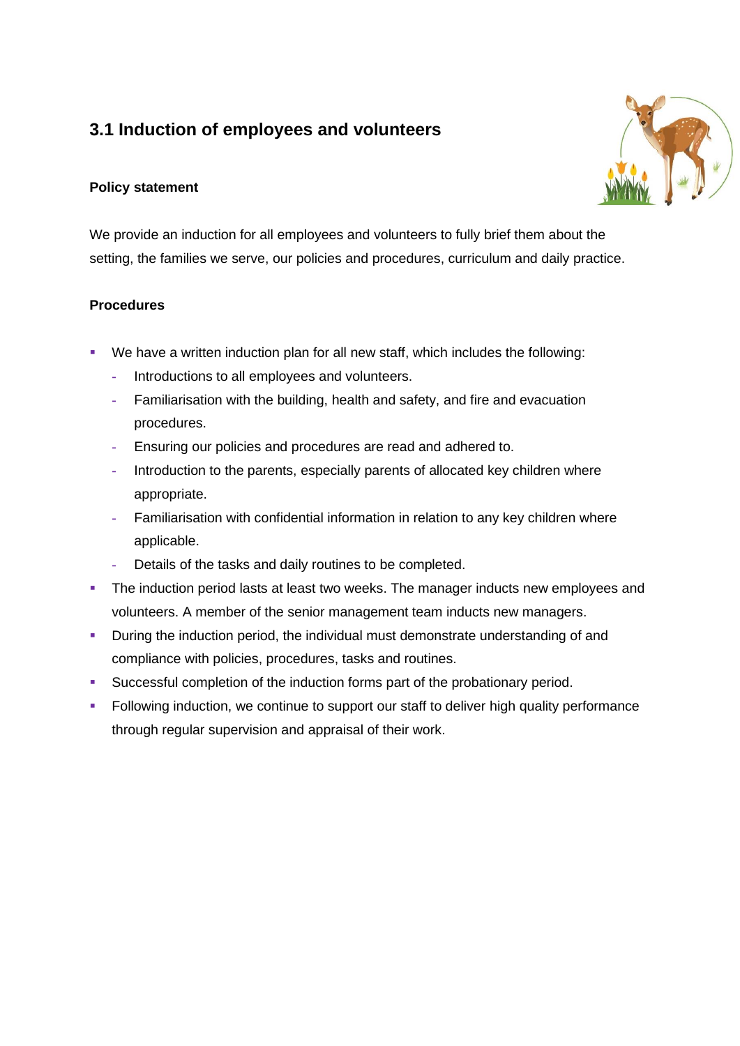## 3.1 Induction of employees and volunteers

**Policy statement**

We provide an induction for all employees and volunteers to fully brief them about the setting, the families we serve, our policies and procedures, curriculum and daily practice.

**Procedures**

- We have a written induction plan for all new staff, which includes the following:
  - Introductions to all employees and volunteers.
  - Familiarisation with the building, health and safety, and fire and evacuation procedures.
  - Ensuring our policies and procedures are read and adhered to.
  - Introduction to the parents, especially parents of allocated key children where appropriate.
  - Familiarisation with confidential information in relation to any key children where applicable.
  - Details of the tasks and daily routines to be completed.
- The induction period lasts at least two weeks. The manager inducts new employees and volunteers. A member of the senior management team inducts new managers.
- During the induction period, the individual must demonstrate understanding of and compliance with policies, procedures, tasks and routines.
- Successful completion of the induction forms part of the probationary period.
- Following induction, we continue to support our staff to deliver high quality performance through regular supervision and appraisal of their work.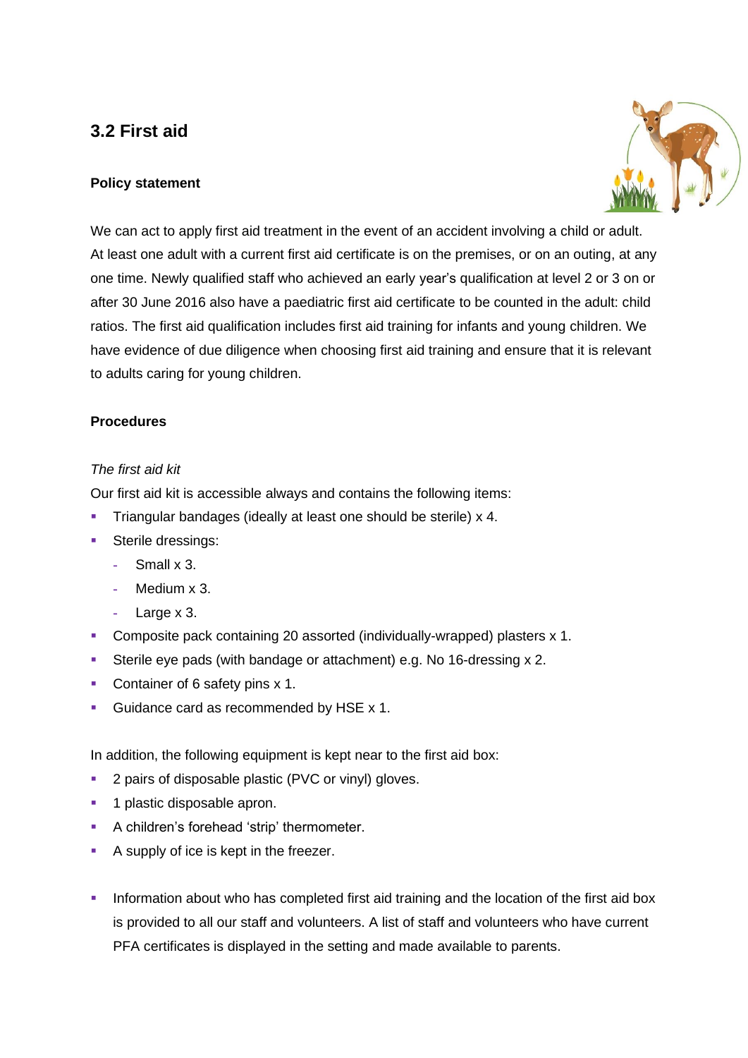## 3.2 First aid

### Policy statement

We can act to apply first aid treatment in the event of an accident involving a child or adult. At least one adult with a current first aid certificate is on the premises, or on an outing, at any one time. Newly qualified staff who achieved an early year's qualification at level 2 or 3 on or after 30 June 2016 also have a paediatric first aid certificate to be counted in the adult: child ratios. The first aid qualification includes first aid training for infants and young children. We have evidence of due diligence when choosing first aid training and ensure that it is relevant to adults caring for young children.

### Procedures

*The first aid kit*

Our first aid kit is accessible always and contains the following items:

- Triangular bandages (ideally at least one should be sterile) x 4.
- Sterile dressings:
  - Small x 3.
  - Medium x 3.
  - Large x 3.
- Composite pack containing 20 assorted (individually-wrapped) plasters x 1.
- Sterile eye pads (with bandage or attachment) e.g. No 16-dressing x 2.
- Container of 6 safety pins x 1.
- Guidance card as recommended by HSE x 1.

In addition, the following equipment is kept near to the first aid box:

- 2 pairs of disposable plastic (PVC or vinyl) gloves.
- 1 plastic disposable apron.
- A children's forehead 'strip' thermometer.
- A supply of ice is kept in the freezer.

- Information about who has completed first aid training and the location of the first aid box is provided to all our staff and volunteers. A list of staff and volunteers who have current PFA certificates is displayed in the setting and made available to parents.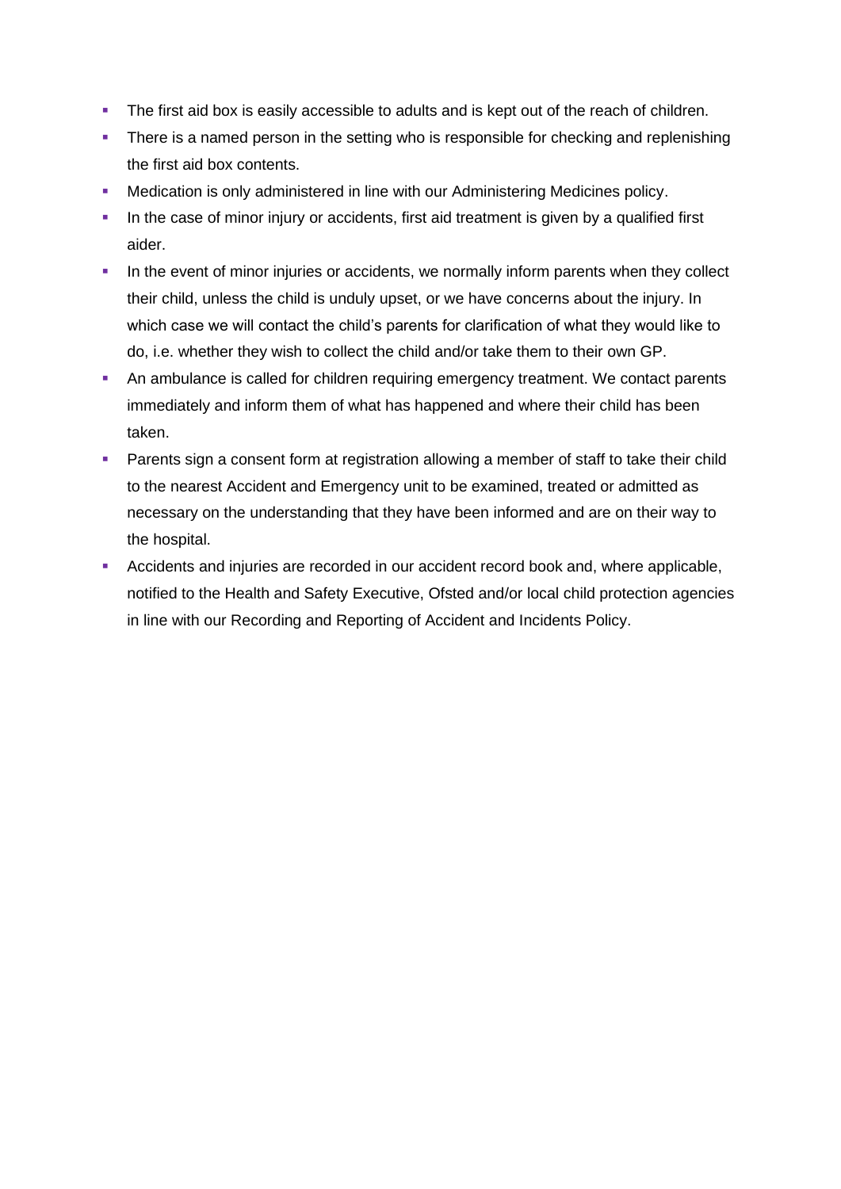- The first aid box is easily accessible to adults and is kept out of the reach of children.
- There is a named person in the setting who is responsible for checking and replenishing the first aid box contents.
- Medication is only administered in line with our Administering Medicines policy.
- In the case of minor injury or accidents, first aid treatment is given by a qualified first aider.
- In the event of minor injuries or accidents, we normally inform parents when they collect their child, unless the child is unduly upset, or we have concerns about the injury. In which case we will contact the child's parents for clarification of what they would like to do, i.e. whether they wish to collect the child and/or take them to their own GP.
- An ambulance is called for children requiring emergency treatment. We contact parents immediately and inform them of what has happened and where their child has been taken.
- Parents sign a consent form at registration allowing a member of staff to take their child to the nearest Accident and Emergency unit to be examined, treated or admitted as necessary on the understanding that they have been informed and are on their way to the hospital.
- Accidents and injuries are recorded in our accident record book and, where applicable, notified to the Health and Safety Executive, Ofsted and/or local child protection agencies in line with our Recording and Reporting of Accident and Incidents Policy.